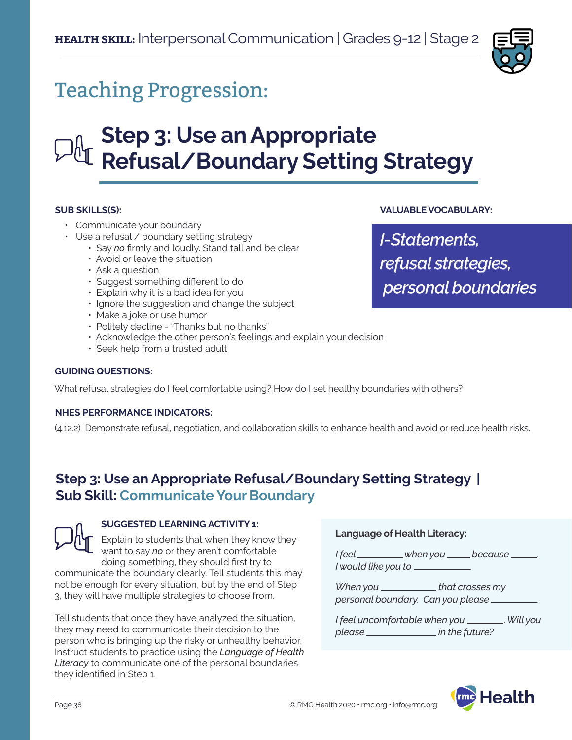**HEALTH SKILL:** Interpersonal Communication | Grades 9-12 | Stage 2

# Teaching Progression:

## Step 3: Use an Appropriate Refusal/Boundary Setting Strategy

**SUB SKILLS(S):**

- Communicate your boundary
- Use a refusal / boundary setting strategy
  - Say *no* firmly and loudly. Stand tall and be clear
  - Avoid or leave the situation
  - Ask a question
  - Suggest something different to do
  - Explain why it is a bad idea for you
  - Ignore the suggestion and change the subject
  - Make a joke or use humor
  - Politely decline - "Thanks but no thanks"
  - Acknowledge the other person's feelings and explain your decision
  - Seek help from a trusted adult

**VALUABLE VOCABULARY:**

*I-Statements, refusal strategies, personal boundaries*

**GUIDING QUESTIONS:**

What refusal strategies do I feel comfortable using? How do I set healthy boundaries with others?

**NHES PERFORMANCE INDICATORS:**

(4.12.2) Demonstrate refusal, negotiation, and collaboration skills to enhance health and avoid or reduce health risks.

### Step 3: Use an Appropriate Refusal/Boundary Setting Strategy | Sub Skill: Communicate Your Boundary

**SUGGESTED LEARNING ACTIVITY 1:**

Explain to students that when they know they want to say *no* or they aren't comfortable doing something, they should first try to communicate the boundary clearly. Tell students this may not be enough for every situation, but by the end of Step 3, they will have multiple strategies to choose from.

Tell students that once they have analyzed the situation, they may need to communicate their decision to the person who is bringing up the risky or unhealthy behavior. Instruct students to practice using the *Language of Health Literacy* to communicate one of the personal boundaries they identified in Step 1.

**Language of Health Literacy:**

*I feel ________ when you ____ because _____. I would like you to __________.*

*When you ___________ that crosses my personal boundary. Can you please _________.*

*I feel uncomfortable when you _______. Will you please _____________ in the future?*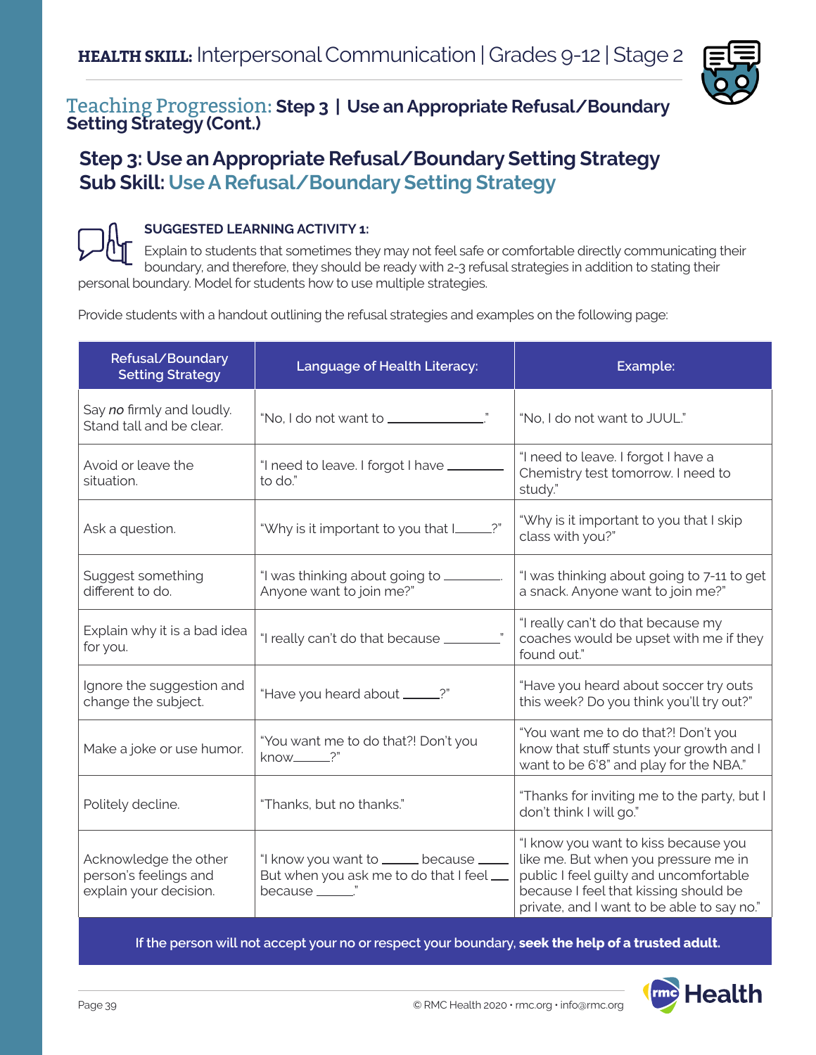## HEALTH SKILL: Interpersonal Communication | Grades 9-12 | Stage 2

### Teaching Progression: Step 3 | Use an Appropriate Refusal/Boundary Setting Strategy (Cont.)

## Step 3: Use an Appropriate Refusal/Boundary Setting Strategy
## Sub Skill: Use A Refusal/Boundary Setting Strategy

**SUGGESTED LEARNING ACTIVITY 1:**

Explain to students that sometimes they may not feel safe or comfortable directly communicating their boundary, and therefore, they should be ready with 2-3 refusal strategies in addition to stating their personal boundary. Model for students how to use multiple strategies.

Provide students with a handout outlining the refusal strategies and examples on the following page:

| Refusal/Boundary Setting Strategy | Language of Health Literacy: | Example: |
|---|---|---|
| Say *no* firmly and loudly. Stand tall and be clear. | "No, I do not want to ______________." | "No, I do not want to JUUL." |
| Avoid or leave the situation. | "I need to leave. I forgot I have ________ to do." | "I need to leave. I forgot I have a Chemistry test tomorrow. I need to study." |
| Ask a question. | "Why is it important to you that I_____?" | "Why is it important to you that I skip class with you?" |
| Suggest something different to do. | "I was thinking about going to ________. Anyone want to join me?" | "I was thinking about going to 7-11 to get a snack. Anyone want to join me?" |
| Explain why it is a bad idea for you. | "I really can't do that because _________." | "I really can't do that because my coaches would be upset with me if they found out." |
| Ignore the suggestion and change the subject. | "Have you heard about _____?" | "Have you heard about soccer try outs this week? Do you think you'll try out?" |
| Make a joke or use humor. | "You want me to do that?! Don't you know_____?" | "You want me to do that?! Don't you know that stuff stunts your growth and I want to be 6'8" and play for the NBA." |
| Politely decline. | "Thanks, but no thanks." | "Thanks for inviting me to the party, but I don't think I will go." |
| Acknowledge the other person's feelings and explain your decision. | "I know you want to _____ because _____ But when you ask me to do that I feel ___ because _____." | "I know you want to kiss because you like me. But when you pressure me in public I feel guilty and uncomfortable because I feel that kissing should be private, and I want to be able to say no." |

If the person will not accept your no or respect your boundary, **seek the help of a trusted adult.**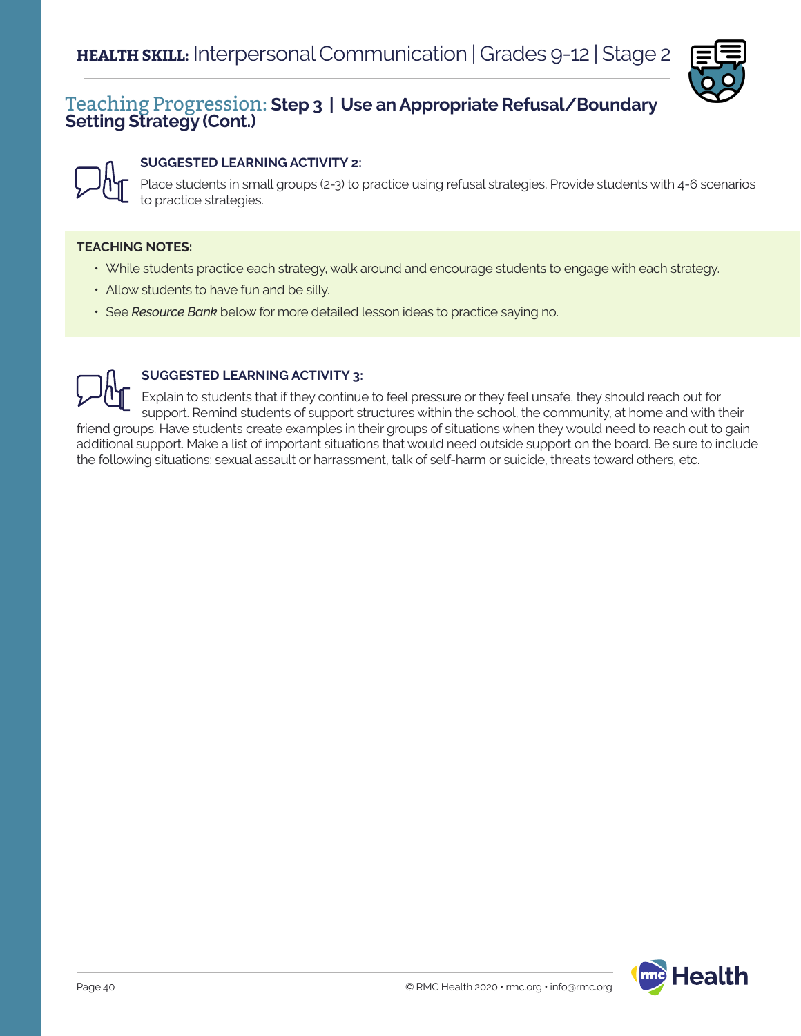**HEALTH SKILL:** Interpersonal Communication | Grades 9-12 | Stage 2

## Teaching Progression: **Step 3 | Use an Appropriate Refusal/Boundary Setting Strategy (Cont.)**

**SUGGESTED LEARNING ACTIVITY 2:**

Place students in small groups (2-3) to practice using refusal strategies. Provide students with 4-6 scenarios to practice strategies.

**TEACHING NOTES:**

- While students practice each strategy, walk around and encourage students to engage with each strategy.
- Allow students to have fun and be silly.
- See *Resource Bank* below for more detailed lesson ideas to practice saying no.

**SUGGESTED LEARNING ACTIVITY 3:**

Explain to students that if they continue to feel pressure or they feel unsafe, they should reach out for support. Remind students of support structures within the school, the community, at home and with their friend groups. Have students create examples in their groups of situations when they would need to reach out to gain additional support. Make a list of important situations that would need outside support on the board. Be sure to include the following situations: sexual assault or harrassment, talk of self-harm or suicide, threats toward others, etc.